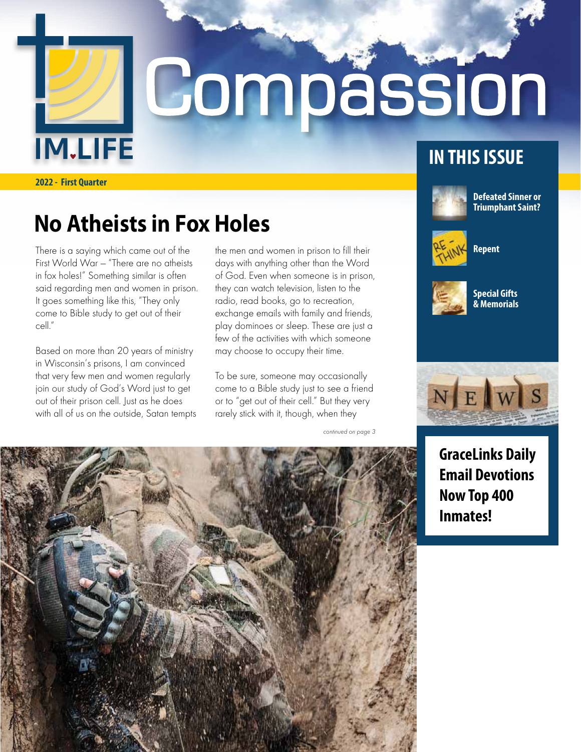# Compassion

IM.LIFE

**2022 - First Quarter**

## IN THIS ISSUE

**Defeated Sinner or Triumphant Saint?**

**Repent**

**Special Gifts & Memorials**

## No Atheists in Fox Holes

There is a saying which came out of the First World War – "There are no atheists in fox holes!" Something similar is often said regarding men and women in prison. It goes something like this, "They only come to Bible study to get out of their cell."

Based on more than 20 years of ministry in Wisconsin's prisons, I am convinced that very few men and women regularly join our study of God's Word just to get out of their prison cell. Just as he does with all of us on the outside, Satan tempts the men and women in prison to fill their days with anything other than the Word of God. Even when someone is in prison, they can watch television, listen to the radio, read books, go to recreation, exchange emails with family and friends, play dominoes or sleep. These are just a few of the activities with which someone may choose to occupy their time.

To be sure, someone may occasionally come to a Bible study just to see a friend or to "get out of their cell." But they very rarely stick with it, though, when they

*continued on page 3*

**GraceLinks Daily Email Devotions Now Top 400 Inmates!**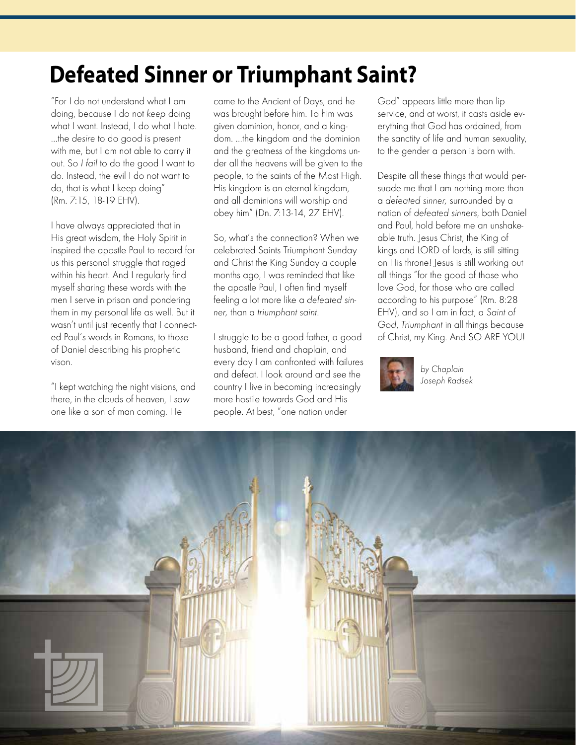# Defeated Sinner or Triumphant Saint?

"For I do not understand what I am doing, because I do not *keep* doing what I want. Instead, I do what I hate. ...the *desire* to do good is present with me, but I am not able to carry it out. So *I fail* to do the good I want to do. Instead, the evil I do not want to do, that is what I keep doing" (Rm. 7:15, 18-19 EHV).

I have always appreciated that in His great wisdom, the Holy Spirit in inspired the apostle Paul to record for us this personal struggle that raged within his heart. And I regularly find myself sharing these words with the men I serve in prison and pondering them in my personal life as well. But it wasn't until just recently that I connected Paul's words in Romans, to those of Daniel describing his prophetic vison.

"I kept watching the night visions, and there, in the clouds of heaven, I saw one like a son of man coming. He came to the Ancient of Days, and he was brought before him. To him was given dominion, honor, and a kingdom. ...the kingdom and the dominion and the greatness of the kingdoms under all the heavens will be given to the people, to the saints of the Most High. His kingdom is an eternal kingdom, and all dominions will worship and obey him" (Dn. 7:13-14, 27 EHV).

So, what's the connection? When we celebrated Saints Triumphant Sunday and Christ the King Sunday a couple months ago, I was reminded that like the apostle Paul, I often find myself feeling a lot more like a *defeated sinner,* than a *triumphant saint*.

I struggle to be a good father, a good husband, friend and chaplain, and every day I am confronted with failures and defeat. I look around and see the country I live in becoming increasingly more hostile towards God and His people. At best, "one nation under God" appears little more than lip service, and at worst, it casts aside everything that God has ordained, from the sanctity of life and human sexuality, to the gender a person is born with.

Despite all these things that would persuade me that I am nothing more than a *defeated sinner,* surrounded by a nation of *defeated sinners*, both Daniel and Paul, hold before me an unshakeable truth. Jesus Christ, the King of kings and LORD of lords, is still sitting on His throne! Jesus is still working out all things "for the good of those who love God, for those who are called according to his purpose" (Rm. 8:28 EHV), and so I am in fact, a *Saint of God*, *Triumphant* in all things because of Christ, my King. And SO ARE YOU!

*by Chaplain Joseph Radsek*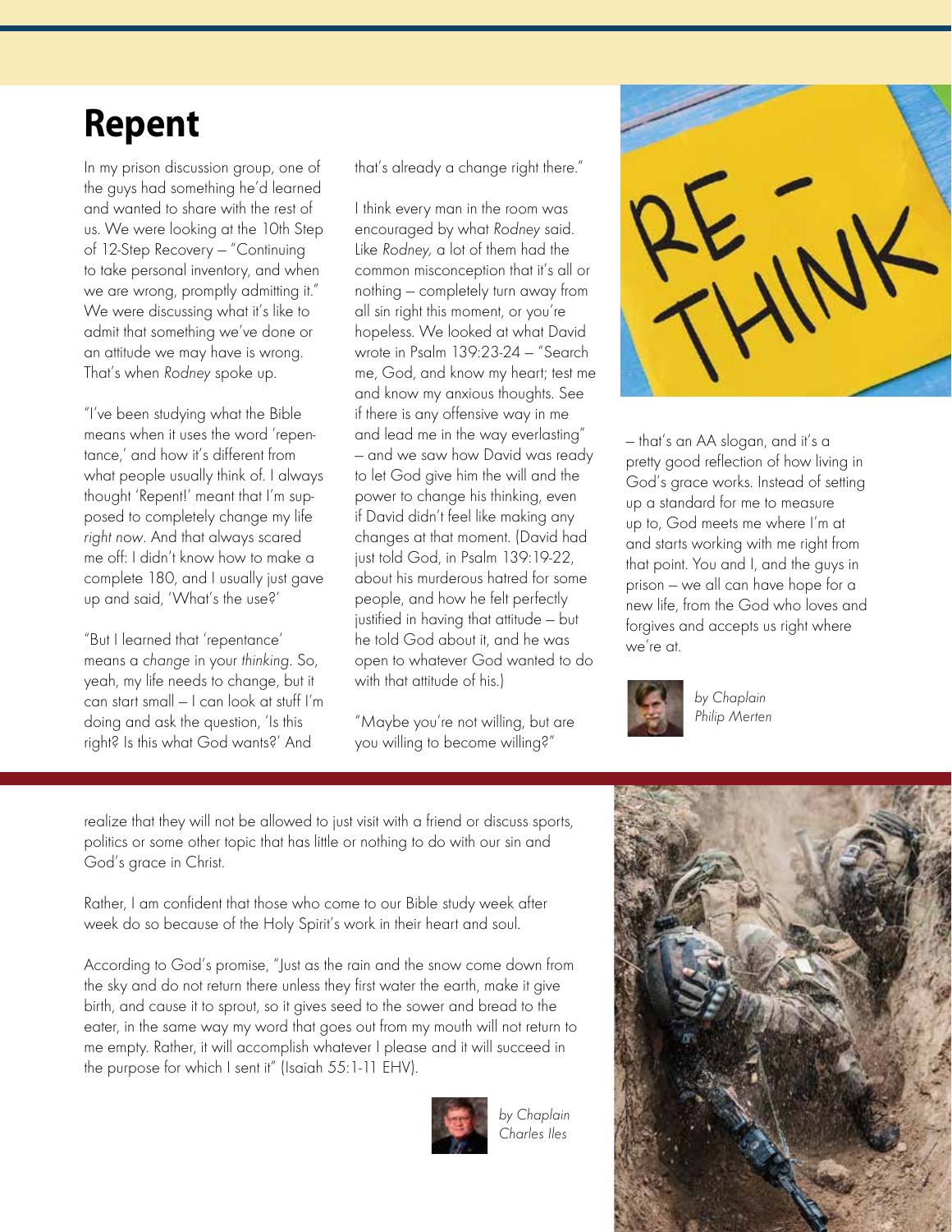# Repent

In my prison discussion group, one of the guys had something he'd learned and wanted to share with the rest of us. We were looking at the 10th Step of 12-Step Recovery – "Continuing to take personal inventory, and when we are wrong, promptly admitting it." We were discussing what it's like to admit that something we've done or an attitude we may have is wrong. That's when *Rodney* spoke up.

"I've been studying what the Bible means when it uses the word 'repentance,' and how it's different from what people usually think of. I always thought 'Repent!' meant that I'm supposed to completely change my life *right now*. And that always scared me off: I didn't know how to make a complete 180, and I usually just gave up and said, 'What's the use?'

"But I learned that 'repentance' means a *change* in your *thinking*. So, yeah, my life needs to change, but it can start small – I can look at stuff I'm doing and ask the question, 'Is this right? Is this what God wants?' And that's already a change right there."

I think every man in the room was encouraged by what *Rodney* said. Like *Rodney*, a lot of them had the common misconception that it's all or nothing – completely turn away from all sin right this moment, or you're hopeless. We looked at what David wrote in Psalm 139:23-24 – "Search me, God, and know my heart; test me and know my anxious thoughts. See if there is any offensive way in me and lead me in the way everlasting" – and we saw how David was ready to let God give him the will and the power to change his thinking, even if David didn't feel like making any changes at that moment. (David had just told God, in Psalm 139:19-22, about his murderous hatred for some people, and how he felt perfectly justified in having that attitude – but he told God about it, and he was open to whatever God wanted to do with that attitude of his.)

"Maybe you're not willing, but are you willing to become willing?" – that's an AA slogan, and it's a pretty good reflection of how living in God's grace works. Instead of setting up a standard for me to measure up to, God meets me where I'm at and starts working with me right from that point. You and I, and the guys in prison – we all can have hope for a new life, from the God who loves and forgives and accepts us right where we're at.

*by Chaplain Philip Merten*

---

realize that they will not be allowed to just visit with a friend or discuss sports, politics or some other topic that has little or nothing to do with our sin and God's grace in Christ.

Rather, I am confident that those who come to our Bible study week after week do so because of the Holy Spirit's work in their heart and soul.

According to God's promise, "Just as the rain and the snow come down from the sky and do not return there unless they first water the earth, make it give birth, and cause it to sprout, so it gives seed to the sower and bread to the eater, in the same way my word that goes out from my mouth will not return to me empty. Rather, it will accomplish whatever I please and it will succeed in the purpose for which I sent it" (Isaiah 55:1-11 EHV).

*by Chaplain Charles Iles*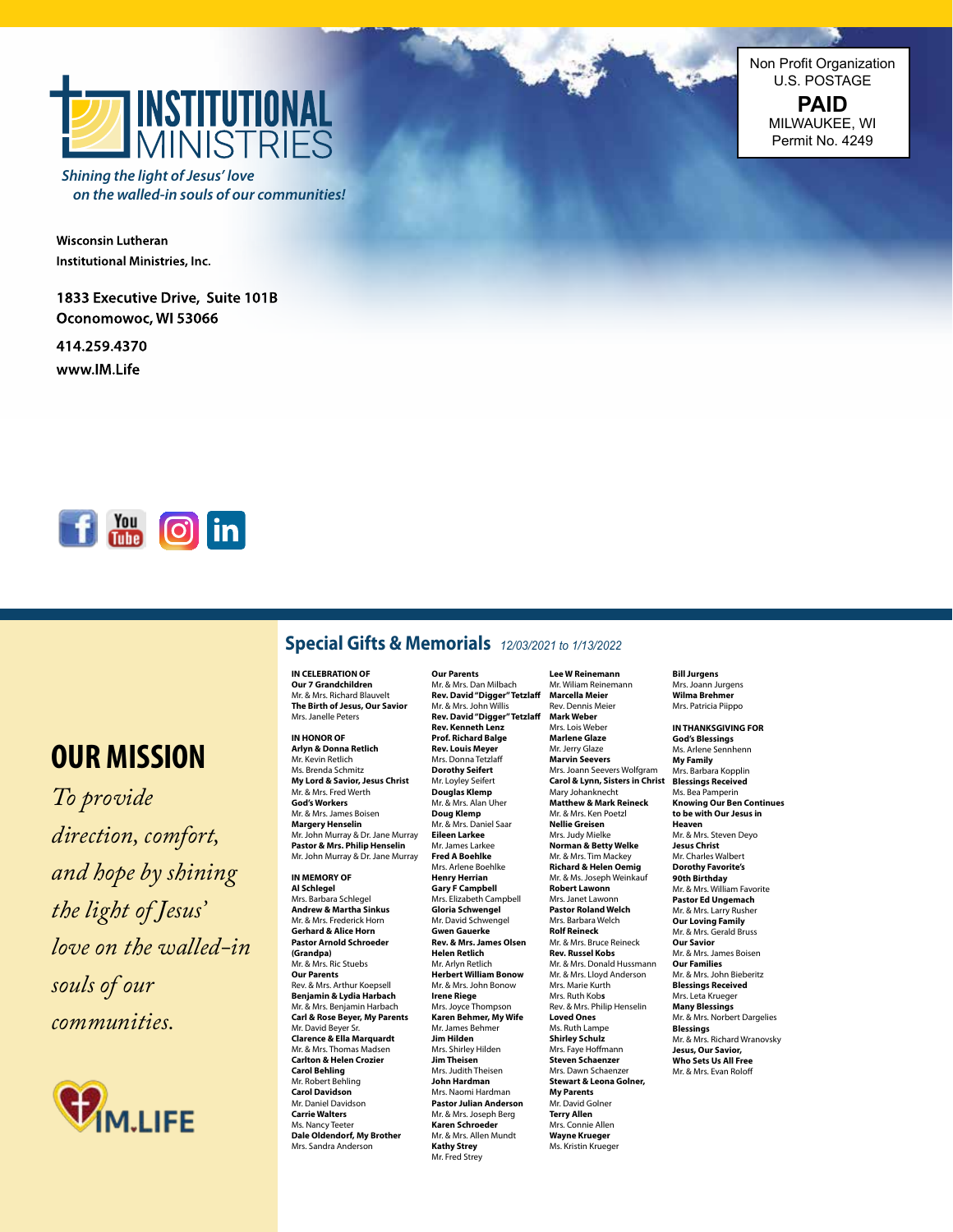# INSTITUTIONAL MINISTRIES

*Shining the light of Jesus' love on the walled-in souls of our communities!*

Wisconsin Lutheran Institutional Ministries, Inc.

1833 Executive Drive, Suite 101B
Oconomowoc, WI 53066

414.259.4370
www.IM.Life

Non Profit Organization
U.S. POSTAGE
**PAID**
MILWAUKEE, WI
Permit No. 4249

## OUR MISSION

*To provide direction, comfort, and hope by shining the light of Jesus' love on the walled-in souls of our communities.*

IM.LIFE

## Special Gifts & Memorials *12/03/2021 to 1/13/2022*

**IN CELEBRATION OF**
**Our 7 Grandchildren**
Mr. & Mrs. Richard Blauvelt
**The Birth of Jesus, Our Savior**
Mrs. Janelle Peters

**IN HONOR OF**
**Arlyn & Donna Retlich**
Mr. Kevin Retlich
Ms. Brenda Schmitz
**My Lord & Savior, Jesus Christ**
Mr. & Mrs. Fred Werth
**God's Workers**
Mr. & Mrs. James Boisen
**Margery Henselin**
Mr. John Murray & Dr. Jane Murray
**Pastor & Mrs. Philip Henselin**
Mr. John Murray & Dr. Jane Murray

**IN MEMORY OF**
**Al Schlegel**
Mrs. Barbara Schlegel
**Andrew & Martha Sinkus**
Mr. & Mrs. Frederick Horn
**Gerhard & Alice Horn**
**Pastor Arnold Schroeder (Grandpa)**
Mr. & Mrs. Ric Stuebs
**Our Parents**
Rev. & Mrs. Arthur Koepsell
**Benjamin & Lydia Harbach**
Mr. & Mrs. Benjamin Harbach
**Carl & Rose Beyer, My Parents**
Mr. David Beyer Sr.
**Clarence & Ella Marquardt**
Mr. & Mrs. Thomas Madsen
**Carlton & Helen Crozier**
**Carol Behling**
Mr. Robert Behling
**Carol Davidson**
Mr. Daniel Davidson
**Carrie Walters**
Ms. Nancy Teeter
**Dale Oldendorf, My Brother**
Mrs. Sandra Anderson

**Our Parents**
Mr. & Mrs. Dan Milbach
**Rev. David "Digger" Tetzlaff**
Mr. & Mrs. John Willis
**Rev. David "Digger" Tetzlaff**
**Rev. Kenneth Lenz**
**Prof. Richard Balge**
**Rev. Louis Meyer**
Mrs. Donna Tetzlaff
**Dorothy Seifert**
Mr. Loyley Seifert
**Douglas Klemp**
Mr. & Mrs. Alan Uher
**Doug Klemp**
Mr. & Mrs. Daniel Saar
**Eileen Larkee**
Mr. James Larkee
**Fred A Boehlke**
Mrs. Arlene Boehlke
**Henry Herrian**
**Gary F Campbell**
Mrs. Elizabeth Campbell
**Gloria Schwengel**
Mr. David Schwengel
**Gwen Gauerke**
**Rev. & Mrs. James Olsen**
**Helen Retlich**
Mr. Arlyn Retlich
**Herbert William Bonow**
Mr. & Mrs. John Bonow
**Irene Riege**
Mrs. Joyce Thompson
**Karen Behmer, My Wife**
Mr. James Behmer
**Jim Hilden**
Mrs. Shirley Hilden
**Jim Theisen**
Mrs. Judith Theisen
**John Hardman**
Mrs. Naomi Hardman
**Pastor Julian Anderson**
Mr. & Mrs. Joseph Berg
**Karen Schroeder**
Mr. & Mrs. Allen Mundt
**Kathy Strey**
Mr. Fred Strey

**Lee W Reinemann**
Mr. Wiliam Reinemann
**Marcella Meier**
Rev. Dennis Meier
**Mark Weber**
Mrs. Lois Weber
**Marlene Glaze**
Mr. Jerry Glaze
**Marvin Seevers**
Mrs. Joann Seevers Wolfgram
**Carol & Lynn, Sisters in Christ**
Mary Johanknecht
**Matthew & Mark Reineck**
Mr. & Mrs. Ken Poetzl
**Nellie Greisen**
Mrs. Judy Mielke
**Norman & Betty Welke**
Mr. & Mrs. Tim Mackey
**Richard & Helen Oemig**
Mr. & Ms. Joseph Weinkauf
**Robert Lawonn**
Mrs. Janet Lawonn
**Pastor Roland Welch**
Mrs. Barbara Welch
**Rolf Reineck**
Mr. & Mrs. Bruce Reineck
**Rev. Russel Kobs**
Mr. & Mrs. Donald Hussmann
Mr. & Mrs. Lloyd Anderson
Mrs. Marie Kurth
Mrs. Ruth Kobs
Rev. & Mrs. Philip Henselin
**Loved Ones**
Ms. Ruth Lampe
**Shirley Schulz**
Mrs. Faye Hoffmann
**Steven Schaenzer**
Mrs. Dawn Schaenzer
**Stewart & Leona Golner, My Parents**
Mr. David Golner
**Terry Allen**
Mrs. Connie Allen
**Wayne Krueger**
Ms. Kristin Krueger

**Bill Jurgens**
Mrs. Joann Jurgens
**Wilma Brehmer**
Mrs. Patricia Piippo

**IN THANKSGIVING FOR**
**God's Blessings**
Ms. Arlene Sennhenn
**My Family**
Mrs. Barbara Kopplin
**Blessings Received**
Ms. Bea Pamperin
**Knowing Our Ben Continues to be with Our Jesus in Heaven**
Mr. & Mrs. Steven Deyo
**Jesus Christ**
Mr. Charles Walbert
**Dorothy Favorite's 90th Birthday**
Mr. & Mrs. William Favorite
**Pastor Ed Ungemach**
Mr. & Mrs. Larry Rusher
**Our Loving Family**
Mr. & Mrs. Gerald Bruss
**Our Savior**
Mr. & Mrs. James Boisen
**Our Families**
Mr. & Mrs. John Bieberitz
**Blessings Received**
Mrs. Leta Krueger
**Many Blessings**
Mr. & Mrs. Norbert Dargelies
**Blessings**
Mr. & Mrs. Richard Wranovsky
**Jesus, Our Savior, Who Sets Us All Free**
Mr. & Mrs. Evan Roloff